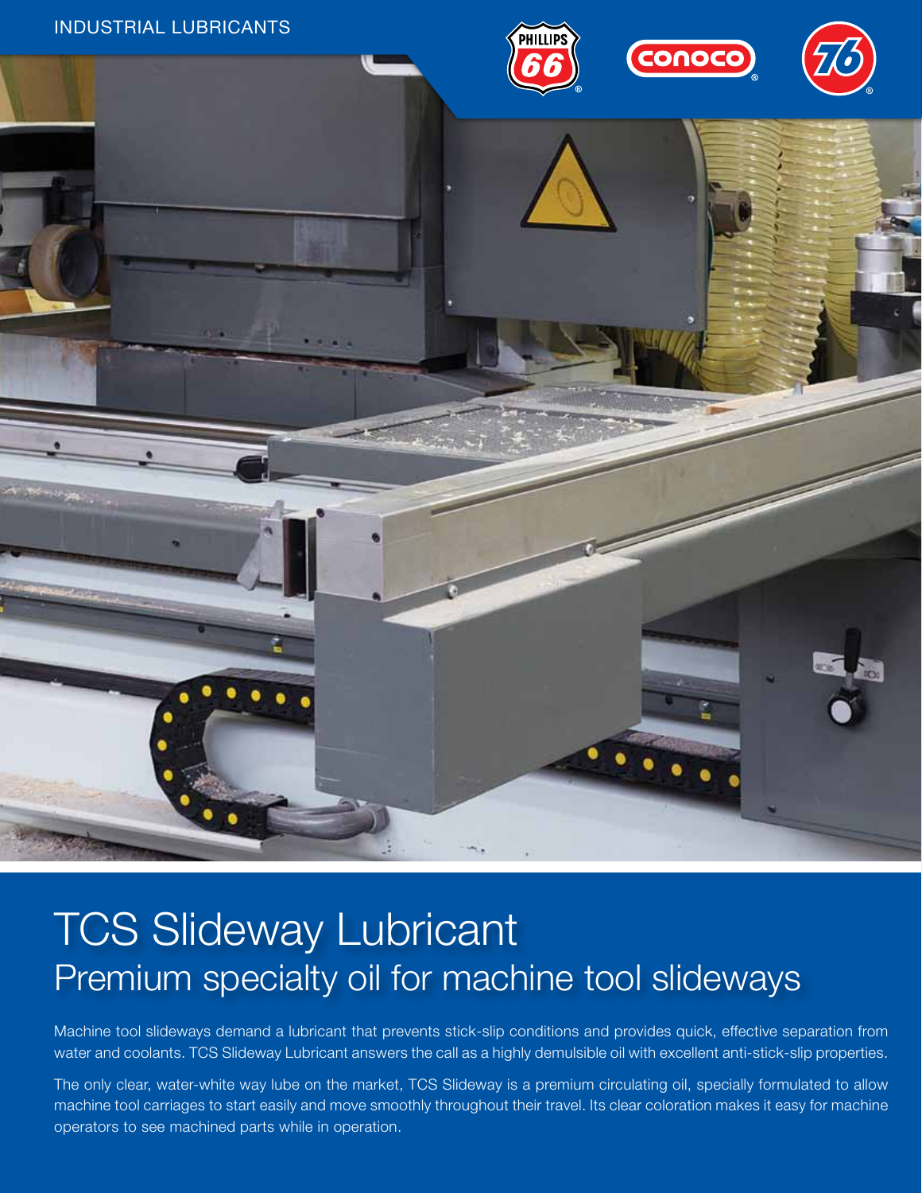INDUSTRIAL LUBRICANTS

# TCS Slideway Lubricant

## Premium specialty oil for machine tool slideways

Machine tool slideways demand a lubricant that prevents stick-slip conditions and provides quick, effective separation from water and coolants. TCS Slideway Lubricant answers the call as a highly demulsible oil with excellent anti-stick-slip properties.

The only clear, water-white way lube on the market, TCS Slideway is a premium circulating oil, specially formulated to allow machine tool carriages to start easily and move smoothly throughout their travel. Its clear coloration makes it easy for machine operators to see machined parts while in operation.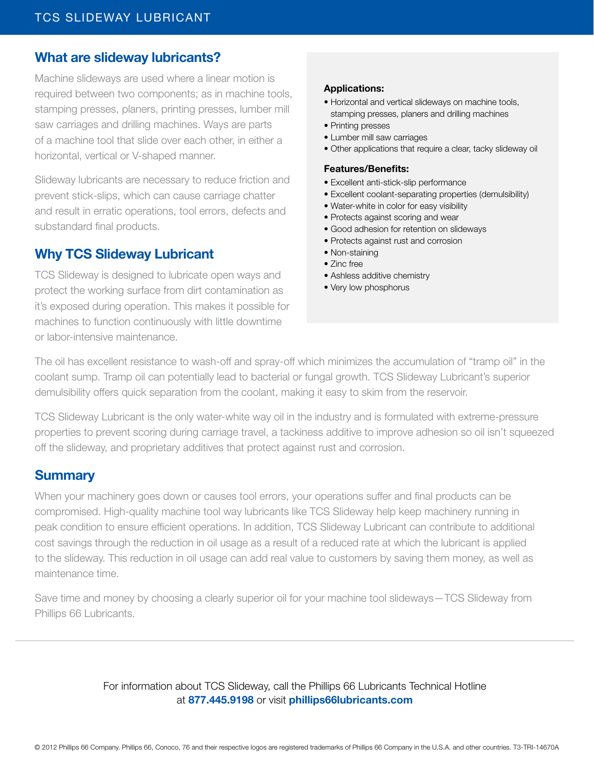## What are slideway lubricants?

Machine slideways are used where a linear motion is required between two components; as in machine tools, stamping presses, planers, printing presses, lumber mill saw carriages and drilling machines. Ways are parts of a machine tool that slide over each other, in either a horizontal, vertical or V-shaped manner.

Slideway lubricants are necessary to reduce friction and prevent stick-slips, which can cause carriage chatter and result in erratic operations, tool errors, defects and substandard final products.

## Why TCS Slideway Lubricant

TCS Slideway is designed to lubricate open ways and protect the working surface from dirt contamination as it's exposed during operation. This makes it possible for machines to function continuously with little downtime or labor-intensive maintenance.

**Applications:**

- Horizontal and vertical slideways on machine tools, stamping presses, planers and drilling machines
- Printing presses
- Lumber mill saw carriages
- Other applications that require a clear, tacky slideway oil

**Features/Benefits:**

- Excellent anti-stick-slip performance
- Excellent coolant-separating properties (demulsibility)
- Water-white in color for easy visibility
- Protects against scoring and wear
- Good adhesion for retention on slideways
- Protects against rust and corrosion
- Non-staining
- Zinc free
- Ashless additive chemistry
- Very low phosphorus

The oil has excellent resistance to wash-off and spray-off which minimizes the accumulation of "tramp oil" in the coolant sump. Tramp oil can potentially lead to bacterial or fungal growth. TCS Slideway Lubricant's superior demulsibility offers quick separation from the coolant, making it easy to skim from the reservoir.

TCS Slideway Lubricant is the only water-white way oil in the industry and is formulated with extreme-pressure properties to prevent scoring during carriage travel, a tackiness additive to improve adhesion so oil isn't squeezed off the slideway, and proprietary additives that protect against rust and corrosion.

## Summary

When your machinery goes down or causes tool errors, your operations suffer and final products can be compromised. High-quality machine tool way lubricants like TCS Slideway help keep machinery running in peak condition to ensure efficient operations. In addition, TCS Slideway Lubricant can contribute to additional cost savings through the reduction in oil usage as a result of a reduced rate at which the lubricant is applied to the slideway. This reduction in oil usage can add real value to customers by saving them money, as well as maintenance time.

Save time and money by choosing a clearly superior oil for your machine tool slideways—TCS Slideway from Phillips 66 Lubricants.

For information about TCS Slideway, call the Phillips 66 Lubricants Technical Hotline at **877.445.9198** or visit **phillips66lubricants.com**

© 2012 Phillips 66 Company. Phillips 66, Conoco, 76 and their respective logos are registered trademarks of Phillips 66 Company in the U.S.A. and other countries. T3-TRI-14670A